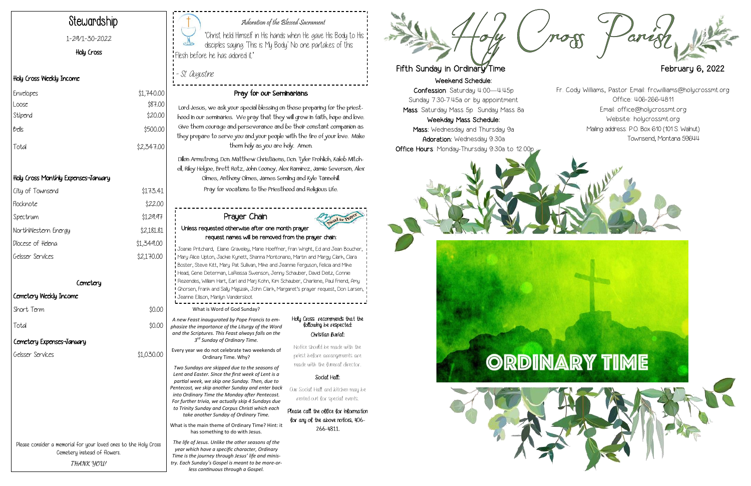# Stewardship

1-29/1-30-2022

Holy Cross

### Holy Cross Weekly Income

| | |
|---|---|
| Envelopes | $1,740.00 |
| Loose | $87.00 |
| Stipend | $20.00 |
| Bells | $500.00 |
| Total | $2,347.00 |

### Holy Cross Monthly Expenses-January

| | |
|---|---|
| City of Townsend | $173.41 |
| Flocknote | $22.00 |
| Spectrum | $129.97 |
| NorthWestern Energy | $2,181.81 |
| Diocese of Helena | $1,349.00 |
| Geisser Services | $2,170.00 |

## Cemetery

### Cemetery Weekly Income

| | |
|---|---|
| Short Term | $0.00 |
| Total | $0.00 |

### Cemetery Expenses-January

| | |
|---|---|
| Geisser Services | $1,030.00 |

Please consider a memorial for your loved ones to the Holy Cross Cemetery instead of flowers.

*THANK YOU!*

---

*Adoration of the Blessed Sacrament*

"Christ held Himself in His hands when He gave His Body to His disciples saying: 'This is My Body.' No one partakes of this Flesh before he has adored it."

- St. Augustine

## Pray for our Seminarians

Lord Jesus, we ask your special blessing on those preparing for the priesthood in our seminaries. We pray that they will grow in faith, hope and love. Give them courage and perseverance and be their constant companion as they prepare to serve you and your people with the fire of your love. Make them holy as you are holy. Amen.

Dillon Armstrong, Dcn. Matthew Christiaens, Dcn. Tyler Frohlich, Kaleb Mitchell, Riley Helgoe, Brett Rotz, John Cooney, Alex Ramirez, Jamie Severson, Alex Olmes, Anthony Olmes, James Semling and Kyle Tannehill.

Pray for vocations to the Priesthood and Religious Life.

## Prayer Chain

**Unless requested otherwise after one month prayer request names will be removed from the prayer chain:**

Joanie Pritchard, Elaine Graveley, Marie Hoeffner, Fran Wright, Ed and Jean Boucher, Mary Alice Upton, Jackie Kynett, Shanna Montonario, Martin and Margy Clark, Clara Boster, Steve Kitt, Mary Pat Sullivan, Mike and Jeannie Ferguson, Felicia and Mike Head, Gene Determan, LaReissa Swenson, Jenny Schauber, David Deitz, Connie Rezendes, William Hart, Earl and Marj Kohn, Kim Schauber, Charlene, Paul Friend, Amy Ghorsen, Frank and Sally Majszak, John Clark, Margaret's prayer request, Don Larsen, Jeanne Ellison, Marilyn Vandersloot

What is Word of God Sunday?

*A new Feast inaugurated by Pope Francis to emphasize the importance of the Liturgy of the Word and the Scriptures. This Feast always falls on the 3rd Sunday of Ordinary Time.*

Every year we do not celebrate two weekends of Ordinary Time. Why?

*Two Sundays are skipped due to the seasons of Lent and Easter. Since the first week of Lent is a partial week, we skip one Sunday. Then, due to Pentecost, we skip another Sunday and enter back into Ordinary Time the Monday after Pentecost. For further trivia, we actually skip 4 Sundays due to Trinity Sunday and Corpus Christi which each take another Sunday of Ordinary Time.*

What is the main theme of Ordinary Time? Hint: it has something to do with Jesus.

*The life of Jesus. Unlike the other seasons of the year which have a specific character, Ordinary Time is the journey through Jesus' life and ministry. Each Sunday's Gospel is meant to be more-or-less continuous through a Gospel.*

Holy Cross recommends that the following be respected:

**Christian Burial:**

Notice should be made with the priest before arrangements are made with the funeral director.

**Social Hall:**

Our Social Hall and kitchen may be rented out for special events.

**Please call the office for information for any of the above notices, 406-266-4811.**

---

# Holy Cross Parish

**Fifth Sunday in Ordinary Time** — **February 6, 2022**

**Weekend Schedule:**

**Confession**: Saturday 4:00—4:45p; Sunday 7:30-7:45a or by appointment

**Mass**: Saturday Mass 5p; Sunday Mass 8a

**Weekday Mass Schedule:**

**Mass**: Wednesday and Thursday 9a

**Adoration**: Wednesday 9:30a

**Office Hours**: Monday-Thursday 9:30a to 12:00p

Fr. Cody Williams, Pastor Email: frcwilliams@holycrossmt.org

Office: 406-266-4811

Email: office@holycrossmt.org

Website: holycrossmt.org

Mailing address: P.O. Box 610 (101 S. Walnut)

Townsend, Montana 59644

ORDINARY TIME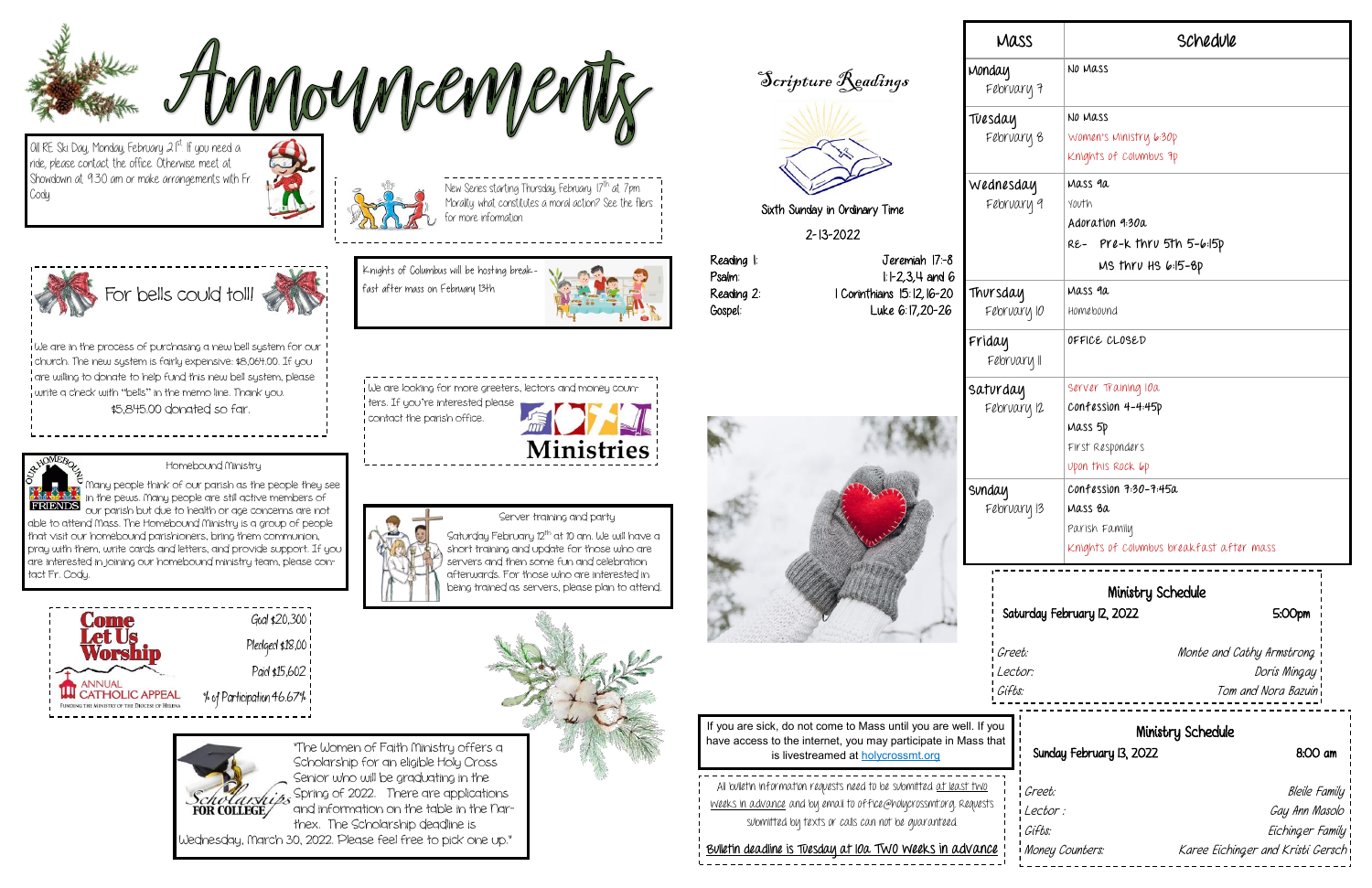# Announcements

All RE Ski Day, Monday, February 21st. If you need a ride, please contact the office. Otherwise meet at Showdown at 9:30 am or make arrangements with Fr. Cody.

New Series starting Thursday, February 17th at 7pm. Morality: what constitutes a moral action? See the fliers for more information.

## For bells could toll!

We are in the process of purchasing a new bell system for our church. The new system is fairly expensive: $8,064.00. If you are willing to donate to help fund this new bell system, please write a check with "bells" in the memo line. Thank you.

$5,845.00 donated so far.

Knights of Columbus will be hosting breakfast after mass on February 13th.

We are looking for more greeters, lectors and money counters. If you're interested please contact the parish office.

Ministries

### Homebound Ministry

Many people think of our parish as the people they see in the pews. Many people are still active members of our parish but due to health or age concerns are not able to attend Mass. The Homebound Ministry is a group of people that visit our homebound parishioners, bring them communion, pray with them, write cards and letters, and provide support. If you are interested in joining our homebound ministry team, please contact Fr. Cody.

### Server training and party

Saturday February 12th at 10 am. We will have a short training and update for those who are servers and then some fun and celebration afterwards. For those who are interested in being trained as servers, please plan to attend.

**Come Let Us Worship** — Annual Catholic Appeal, Funding the Ministry of the Diocese of Helena

Goal $20,300

Pledged $18.00

Paid $15,602

% of Participation 46.67%

"The Women of Faith Ministry offers a Scholarship for an eligible Holy Cross Senior who will be graduating in the Spring of 2022. There are applications and information on the table in the Narthex. The Scholarship deadline is Wednesday, March 30, 2022. Please feel free to pick one up."

## Scripture Readings

Sixth Sunday in Ordinary Time

2-13-2022

| | |
|---|---|
| Reading 1: | Jeremiah 17:-8 |
| Psalm: | 1:1-2,3,4 and 6 |
| Reading 2: | I Corinthians 15:12,16-20 |
| Gospel: | Luke 6:17,20-26 |

If you are sick, do not come to Mass until you are well. If you have access to the internet, you may participate in Mass that is livestreamed at holycrossmt.org

All bulletin information requests need to be submitted at least two weeks in advance and by email to office@holycrossmt.org. Requests submitted by texts or calls can not be guaranteed.

Bulletin deadline is Tuesday at 10a. Two weeks in advance

## Mass Schedule

| Mass | Schedule |
|---|---|
| Monday February 7 | No Mass |
| Tuesday February 8 | No Mass<br>Women's Ministry 6:30p<br>Knights of Columbus 7p |
| Wednesday February 9 | Mass 9a<br>Youth<br>Adoration 9:30a<br>RE- Pre-K thru 5th 5-6:15p<br>MS thru HS 6:15-8p |
| Thursday February 10 | Mass 9a<br>Homebound |
| Friday February 11 | OFFICE CLOSED |
| Saturday February 12 | Server Training 10a<br>Confession 4-4:45p<br>Mass 5p<br>First Responders<br>Upon this Rock 6p |
| Sunday February 13 | Confession 7:30-7:45a<br>Mass 8a<br>Parish Family<br>Knights of Columbus breakfast after mass |

### Ministry Schedule

Saturday February 12, 2022 — 5:00pm

| | |
|---|---|
| Greet: | Monte and Cathy Armstrong |
| Lector: | Doris Mingay |
| Gifts: | Tom and Nora Bazuin |

### Ministry Schedule

Sunday February 13, 2022 — 8:00 am

| | |
|---|---|
| Greet: | Bleile Family |
| Lector: | Gay Ann Masolo |
| Gifts: | Eichinger Family |
| Money Counters: | Karee Eichinger and Kristi Gersch |